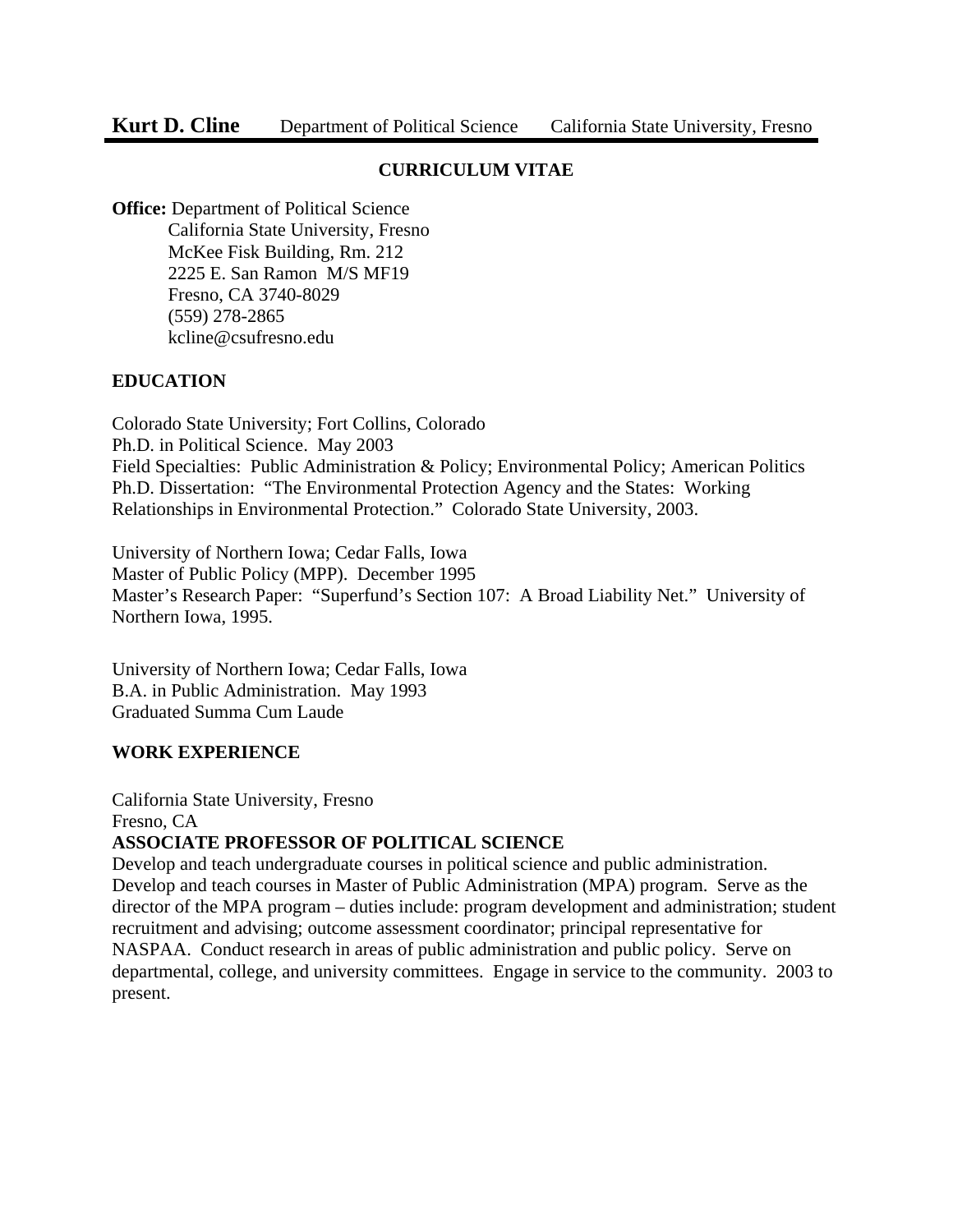**Kurt D. Cline** Department of Political Science California State University, Fresno

## CURRICULUM VITAE

**Office:** Department of Political Science
California State University, Fresno
McKee Fisk Building, Rm. 212
2225 E. San Ramon M/S MF19
Fresno, CA 3740-8029
(559) 278-2865
kcline@csufresno.edu

## EDUCATION

Colorado State University; Fort Collins, Colorado
Ph.D. in Political Science. May 2003
Field Specialties: Public Administration & Policy; Environmental Policy; American Politics
Ph.D. Dissertation: "The Environmental Protection Agency and the States: Working Relationships in Environmental Protection." Colorado State University, 2003.

University of Northern Iowa; Cedar Falls, Iowa
Master of Public Policy (MPP). December 1995
Master's Research Paper: "Superfund's Section 107: A Broad Liability Net." University of Northern Iowa, 1995.

University of Northern Iowa; Cedar Falls, Iowa
B.A. in Public Administration. May 1993
Graduated Summa Cum Laude

## WORK EXPERIENCE

California State University, Fresno
Fresno, CA
**ASSOCIATE PROFESSOR OF POLITICAL SCIENCE**
Develop and teach undergraduate courses in political science and public administration. Develop and teach courses in Master of Public Administration (MPA) program. Serve as the director of the MPA program – duties include: program development and administration; student recruitment and advising; outcome assessment coordinator; principal representative for NASPAA. Conduct research in areas of public administration and public policy. Serve on departmental, college, and university committees. Engage in service to the community. 2003 to present.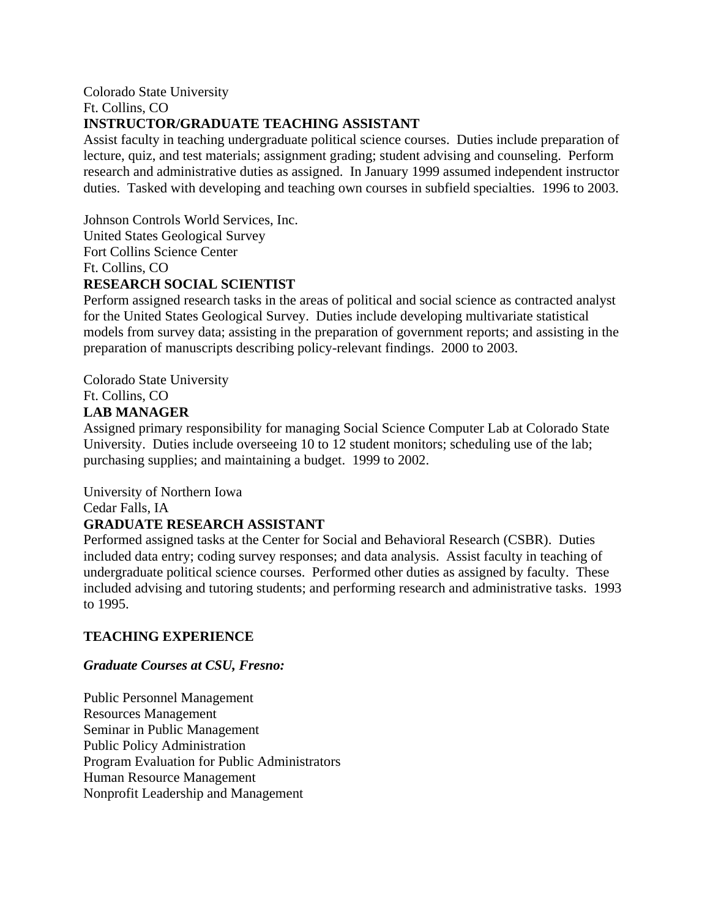Colorado State University
Ft. Collins, CO
**INSTRUCTOR/GRADUATE TEACHING ASSISTANT**
Assist faculty in teaching undergraduate political science courses. Duties include preparation of lecture, quiz, and test materials; assignment grading; student advising and counseling. Perform research and administrative duties as assigned. In January 1999 assumed independent instructor duties. Tasked with developing and teaching own courses in subfield specialties. 1996 to 2003.

Johnson Controls World Services, Inc.
United States Geological Survey
Fort Collins Science Center
Ft. Collins, CO
**RESEARCH SOCIAL SCIENTIST**
Perform assigned research tasks in the areas of political and social science as contracted analyst for the United States Geological Survey. Duties include developing multivariate statistical models from survey data; assisting in the preparation of government reports; and assisting in the preparation of manuscripts describing policy-relevant findings. 2000 to 2003.

Colorado State University
Ft. Collins, CO
**LAB MANAGER**
Assigned primary responsibility for managing Social Science Computer Lab at Colorado State University. Duties include overseeing 10 to 12 student monitors; scheduling use of the lab; purchasing supplies; and maintaining a budget. 1999 to 2002.

University of Northern Iowa
Cedar Falls, IA
**GRADUATE RESEARCH ASSISTANT**
Performed assigned tasks at the Center for Social and Behavioral Research (CSBR). Duties included data entry; coding survey responses; and data analysis. Assist faculty in teaching of undergraduate political science courses. Performed other duties as assigned by faculty. These included advising and tutoring students; and performing research and administrative tasks. 1993 to 1995.

## TEACHING EXPERIENCE

***Graduate Courses at CSU, Fresno:***

Public Personnel Management
Resources Management
Seminar in Public Management
Public Policy Administration
Program Evaluation for Public Administrators
Human Resource Management
Nonprofit Leadership and Management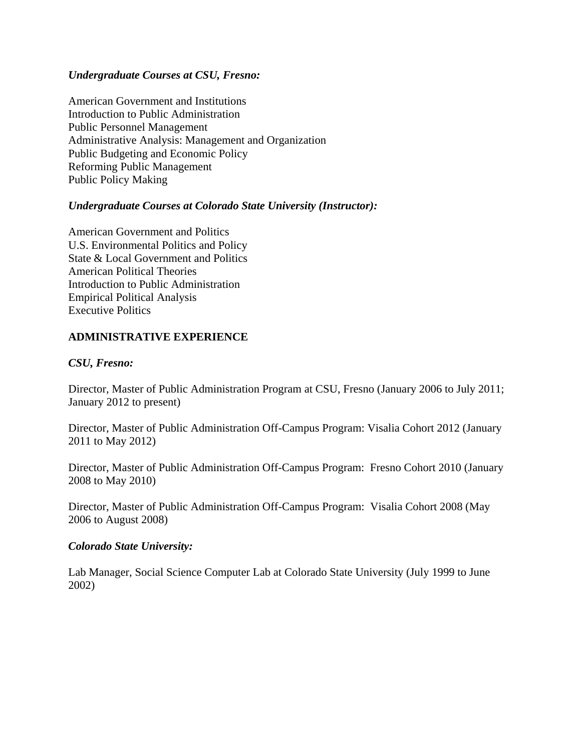***Undergraduate Courses at CSU, Fresno:***

American Government and Institutions
Introduction to Public Administration
Public Personnel Management
Administrative Analysis: Management and Organization
Public Budgeting and Economic Policy
Reforming Public Management
Public Policy Making

***Undergraduate Courses at Colorado State University (Instructor):***

American Government and Politics
U.S. Environmental Politics and Policy
State & Local Government and Politics
American Political Theories
Introduction to Public Administration
Empirical Political Analysis
Executive Politics

## ADMINISTRATIVE EXPERIENCE

***CSU, Fresno:***

Director, Master of Public Administration Program at CSU, Fresno (January 2006 to July 2011; January 2012 to present)

Director, Master of Public Administration Off-Campus Program: Visalia Cohort 2012 (January 2011 to May 2012)

Director, Master of Public Administration Off-Campus Program: Fresno Cohort 2010 (January 2008 to May 2010)

Director, Master of Public Administration Off-Campus Program: Visalia Cohort 2008 (May 2006 to August 2008)

***Colorado State University:***

Lab Manager, Social Science Computer Lab at Colorado State University (July 1999 to June 2002)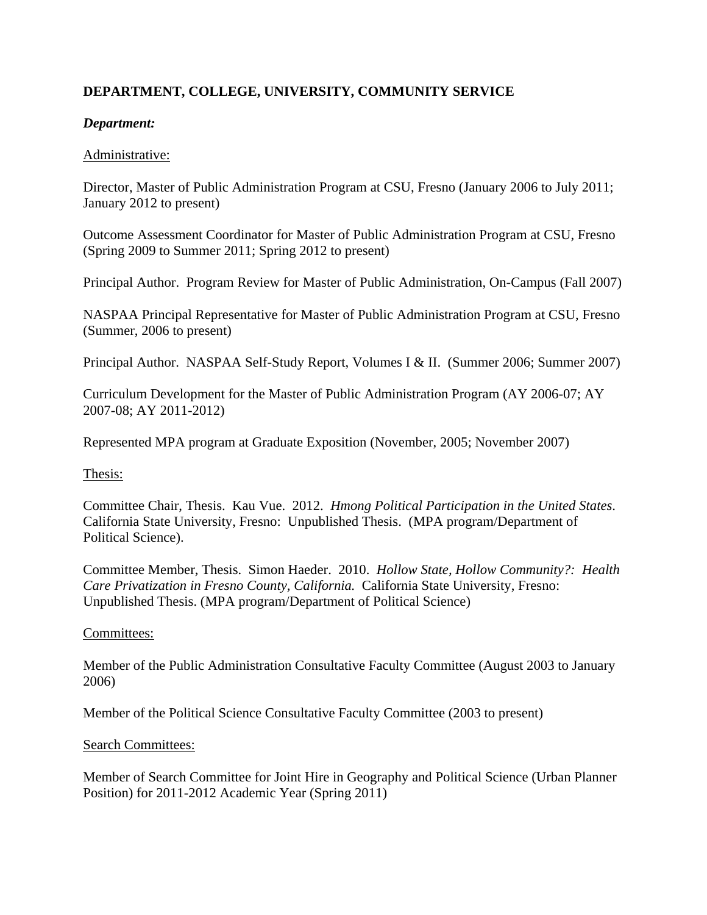## DEPARTMENT, COLLEGE, UNIVERSITY, COMMUNITY SERVICE

### *Department:*

Administrative:

Director, Master of Public Administration Program at CSU, Fresno (January 2006 to July 2011; January 2012 to present)

Outcome Assessment Coordinator for Master of Public Administration Program at CSU, Fresno (Spring 2009 to Summer 2011; Spring 2012 to present)

Principal Author. Program Review for Master of Public Administration, On-Campus (Fall 2007)

NASPAA Principal Representative for Master of Public Administration Program at CSU, Fresno (Summer, 2006 to present)

Principal Author. NASPAA Self-Study Report, Volumes I & II. (Summer 2006; Summer 2007)

Curriculum Development for the Master of Public Administration Program (AY 2006-07; AY 2007-08; AY 2011-2012)

Represented MPA program at Graduate Exposition (November, 2005; November 2007)

Thesis:

Committee Chair, Thesis. Kau Vue. 2012. *Hmong Political Participation in the United States*. California State University, Fresno: Unpublished Thesis. (MPA program/Department of Political Science).

Committee Member, Thesis. Simon Haeder. 2010. *Hollow State, Hollow Community?: Health Care Privatization in Fresno County, California.* California State University, Fresno: Unpublished Thesis. (MPA program/Department of Political Science)

Committees:

Member of the Public Administration Consultative Faculty Committee (August 2003 to January 2006)

Member of the Political Science Consultative Faculty Committee (2003 to present)

Search Committees:

Member of Search Committee for Joint Hire in Geography and Political Science (Urban Planner Position) for 2011-2012 Academic Year (Spring 2011)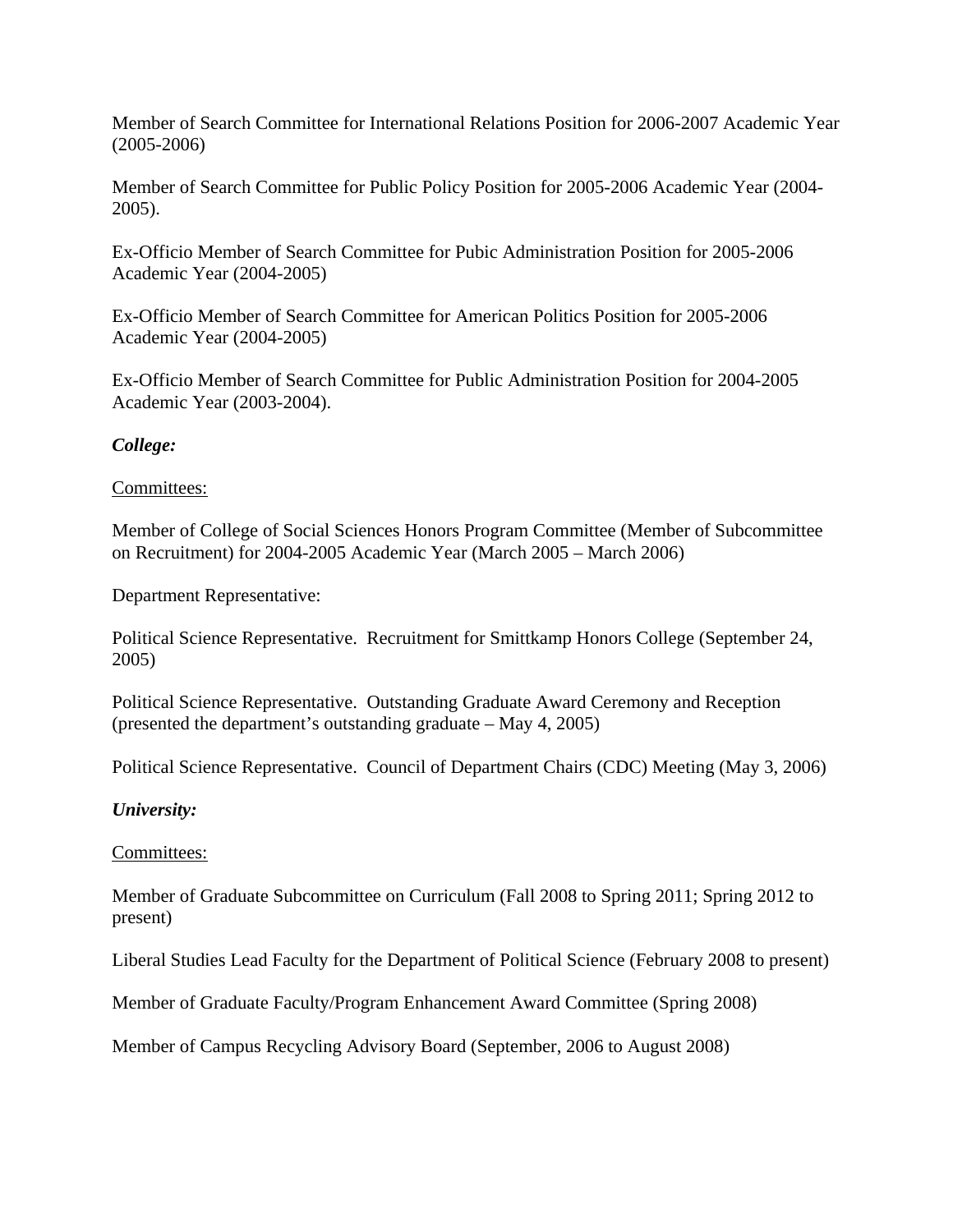Member of Search Committee for International Relations Position for 2006-2007 Academic Year (2005-2006)

Member of Search Committee for Public Policy Position for 2005-2006 Academic Year (2004-2005).

Ex-Officio Member of Search Committee for Pubic Administration Position for 2005-2006 Academic Year (2004-2005)

Ex-Officio Member of Search Committee for American Politics Position for 2005-2006 Academic Year (2004-2005)

Ex-Officio Member of Search Committee for Public Administration Position for 2004-2005 Academic Year (2003-2004).

***College:***

<u>Committees:</u>

Member of College of Social Sciences Honors Program Committee (Member of Subcommittee on Recruitment) for 2004-2005 Academic Year (March 2005 – March 2006)

Department Representative:

Political Science Representative. Recruitment for Smittkamp Honors College (September 24, 2005)

Political Science Representative. Outstanding Graduate Award Ceremony and Reception (presented the department's outstanding graduate – May 4, 2005)

Political Science Representative. Council of Department Chairs (CDC) Meeting (May 3, 2006)

***University:***

<u>Committees:</u>

Member of Graduate Subcommittee on Curriculum (Fall 2008 to Spring 2011; Spring 2012 to present)

Liberal Studies Lead Faculty for the Department of Political Science (February 2008 to present)

Member of Graduate Faculty/Program Enhancement Award Committee (Spring 2008)

Member of Campus Recycling Advisory Board (September, 2006 to August 2008)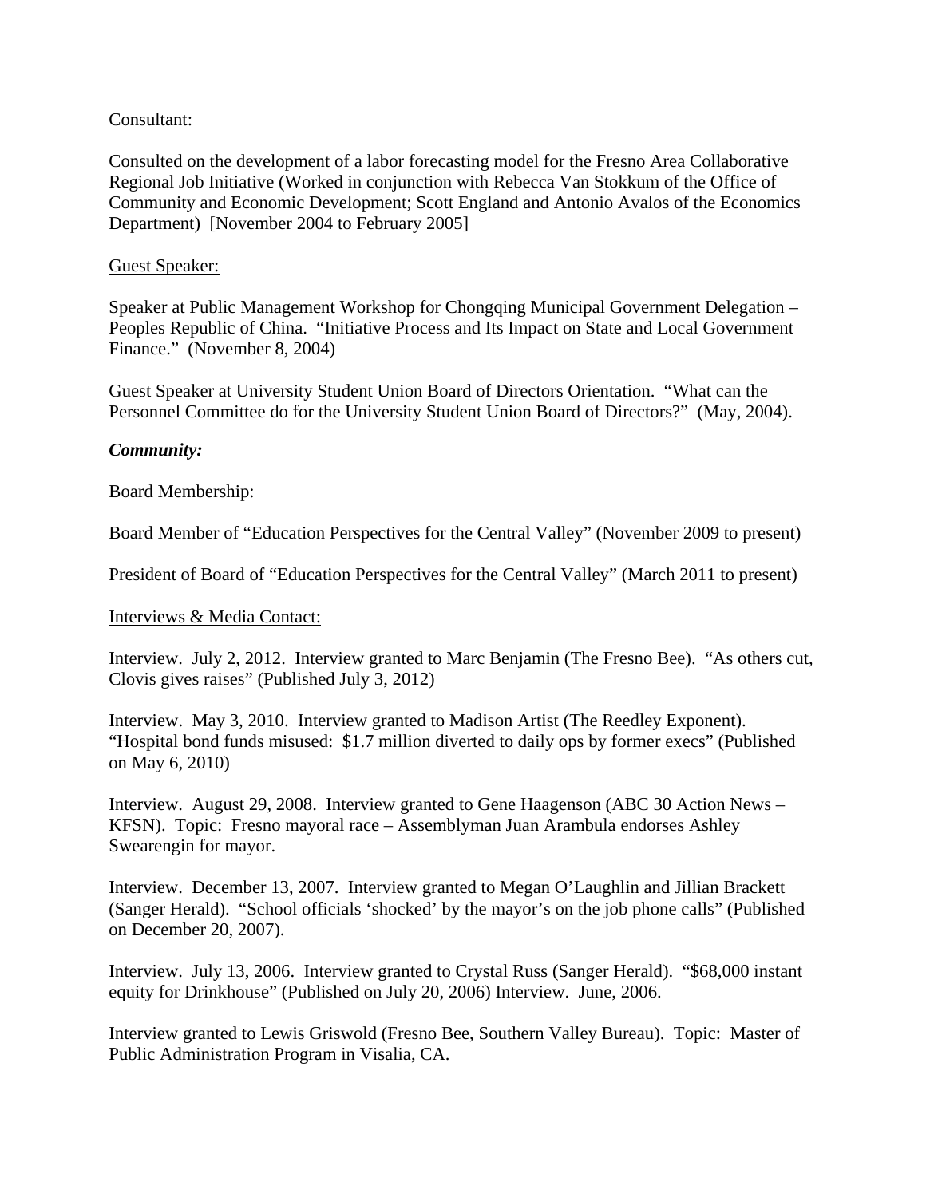Consultant:

Consulted on the development of a labor forecasting model for the Fresno Area Collaborative Regional Job Initiative (Worked in conjunction with Rebecca Van Stokkum of the Office of Community and Economic Development; Scott England and Antonio Avalos of the Economics Department) [November 2004 to February 2005]

Guest Speaker:

Speaker at Public Management Workshop for Chongqing Municipal Government Delegation – Peoples Republic of China. "Initiative Process and Its Impact on State and Local Government Finance." (November 8, 2004)

Guest Speaker at University Student Union Board of Directors Orientation. "What can the Personnel Committee do for the University Student Union Board of Directors?" (May, 2004).

***Community:***

Board Membership:

Board Member of "Education Perspectives for the Central Valley" (November 2009 to present)

President of Board of "Education Perspectives for the Central Valley" (March 2011 to present)

Interviews & Media Contact:

Interview. July 2, 2012. Interview granted to Marc Benjamin (The Fresno Bee). "As others cut, Clovis gives raises" (Published July 3, 2012)

Interview. May 3, 2010. Interview granted to Madison Artist (The Reedley Exponent). "Hospital bond funds misused: $1.7 million diverted to daily ops by former execs" (Published on May 6, 2010)

Interview. August 29, 2008. Interview granted to Gene Haagenson (ABC 30 Action News – KFSN). Topic: Fresno mayoral race – Assemblyman Juan Arambula endorses Ashley Swearengin for mayor.

Interview. December 13, 2007. Interview granted to Megan O'Laughlin and Jillian Brackett (Sanger Herald). "School officials 'shocked' by the mayor's on the job phone calls" (Published on December 20, 2007).

Interview. July 13, 2006. Interview granted to Crystal Russ (Sanger Herald). "$68,000 instant equity for Drinkhouse" (Published on July 20, 2006) Interview. June, 2006.

Interview granted to Lewis Griswold (Fresno Bee, Southern Valley Bureau). Topic: Master of Public Administration Program in Visalia, CA.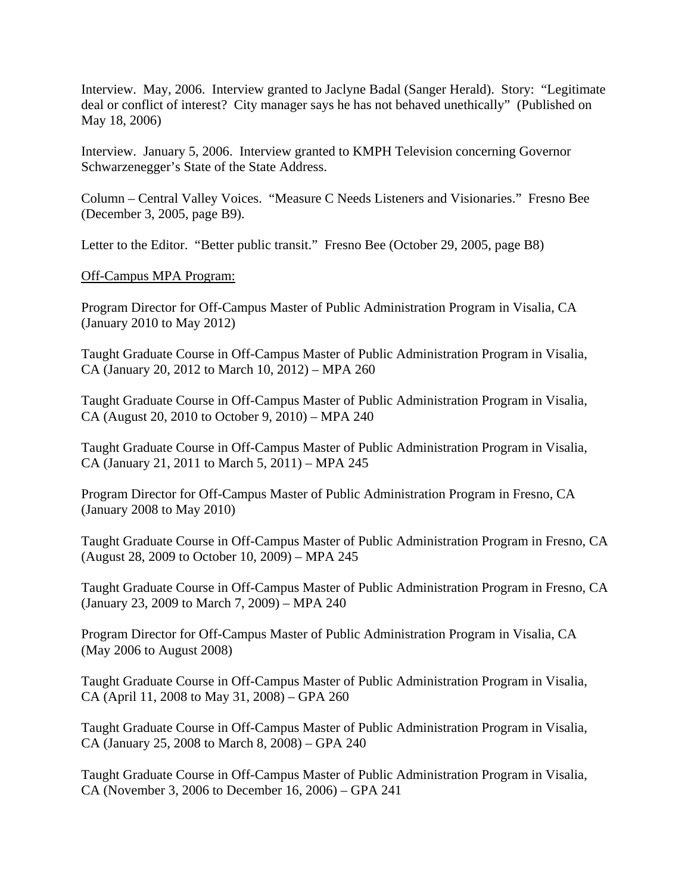Interview. May, 2006. Interview granted to Jaclyne Badal (Sanger Herald). Story: "Legitimate deal or conflict of interest? City manager says he has not behaved unethically" (Published on May 18, 2006)

Interview. January 5, 2006. Interview granted to KMPH Television concerning Governor Schwarzenegger's State of the State Address.

Column – Central Valley Voices. "Measure C Needs Listeners and Visionaries." Fresno Bee (December 3, 2005, page B9).

Letter to the Editor. "Better public transit." Fresno Bee (October 29, 2005, page B8)

<u>Off-Campus MPA Program:</u>

Program Director for Off-Campus Master of Public Administration Program in Visalia, CA (January 2010 to May 2012)

Taught Graduate Course in Off-Campus Master of Public Administration Program in Visalia, CA (January 20, 2012 to March 10, 2012) – MPA 260

Taught Graduate Course in Off-Campus Master of Public Administration Program in Visalia, CA (August 20, 2010 to October 9, 2010) – MPA 240

Taught Graduate Course in Off-Campus Master of Public Administration Program in Visalia, CA (January 21, 2011 to March 5, 2011) – MPA 245

Program Director for Off-Campus Master of Public Administration Program in Fresno, CA (January 2008 to May 2010)

Taught Graduate Course in Off-Campus Master of Public Administration Program in Fresno, CA (August 28, 2009 to October 10, 2009) – MPA 245

Taught Graduate Course in Off-Campus Master of Public Administration Program in Fresno, CA (January 23, 2009 to March 7, 2009) – MPA 240

Program Director for Off-Campus Master of Public Administration Program in Visalia, CA (May 2006 to August 2008)

Taught Graduate Course in Off-Campus Master of Public Administration Program in Visalia, CA (April 11, 2008 to May 31, 2008) – GPA 260

Taught Graduate Course in Off-Campus Master of Public Administration Program in Visalia, CA (January 25, 2008 to March 8, 2008) – GPA 240

Taught Graduate Course in Off-Campus Master of Public Administration Program in Visalia, CA (November 3, 2006 to December 16, 2006) – GPA 241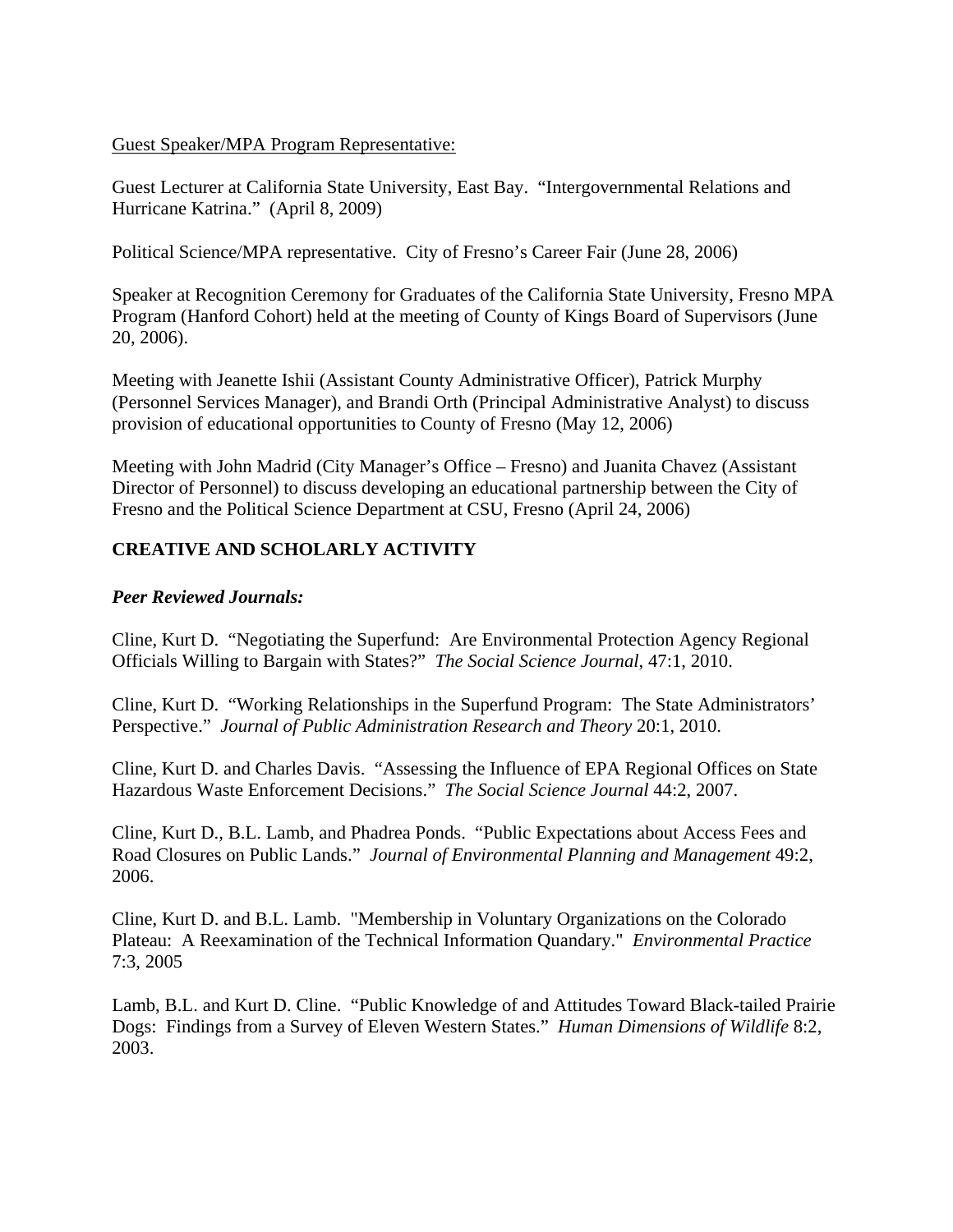Guest Speaker/MPA Program Representative:

Guest Lecturer at California State University, East Bay. "Intergovernmental Relations and Hurricane Katrina." (April 8, 2009)

Political Science/MPA representative. City of Fresno's Career Fair (June 28, 2006)

Speaker at Recognition Ceremony for Graduates of the California State University, Fresno MPA Program (Hanford Cohort) held at the meeting of County of Kings Board of Supervisors (June 20, 2006).

Meeting with Jeanette Ishii (Assistant County Administrative Officer), Patrick Murphy (Personnel Services Manager), and Brandi Orth (Principal Administrative Analyst) to discuss provision of educational opportunities to County of Fresno (May 12, 2006)

Meeting with John Madrid (City Manager's Office – Fresno) and Juanita Chavez (Assistant Director of Personnel) to discuss developing an educational partnership between the City of Fresno and the Political Science Department at CSU, Fresno (April 24, 2006)

## CREATIVE AND SCHOLARLY ACTIVITY

***Peer Reviewed Journals:***

Cline, Kurt D. "Negotiating the Superfund: Are Environmental Protection Agency Regional Officials Willing to Bargain with States?" *The Social Science Journal*, 47:1, 2010.

Cline, Kurt D. "Working Relationships in the Superfund Program: The State Administrators' Perspective." *Journal of Public Administration Research and Theory* 20:1, 2010.

Cline, Kurt D. and Charles Davis. "Assessing the Influence of EPA Regional Offices on State Hazardous Waste Enforcement Decisions." *The Social Science Journal* 44:2, 2007.

Cline, Kurt D., B.L. Lamb, and Phadrea Ponds. "Public Expectations about Access Fees and Road Closures on Public Lands." *Journal of Environmental Planning and Management* 49:2, 2006.

Cline, Kurt D. and B.L. Lamb. "Membership in Voluntary Organizations on the Colorado Plateau: A Reexamination of the Technical Information Quandary." *Environmental Practice* 7:3, 2005

Lamb, B.L. and Kurt D. Cline. "Public Knowledge of and Attitudes Toward Black-tailed Prairie Dogs: Findings from a Survey of Eleven Western States." *Human Dimensions of Wildlife* 8:2, 2003.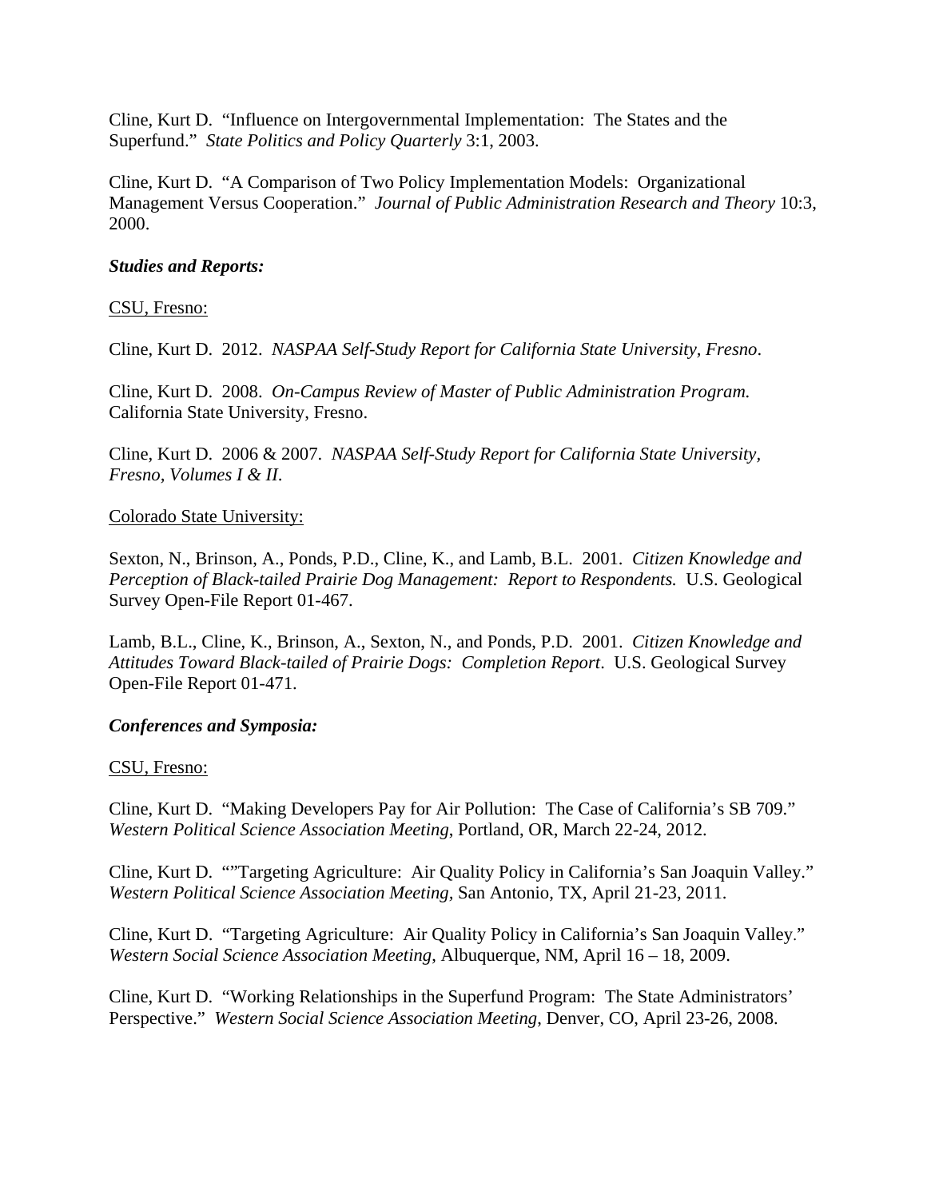Cline, Kurt D. "Influence on Intergovernmental Implementation: The States and the Superfund." *State Politics and Policy Quarterly* 3:1, 2003.

Cline, Kurt D. "A Comparison of Two Policy Implementation Models: Organizational Management Versus Cooperation." *Journal of Public Administration Research and Theory* 10:3, 2000.

***Studies and Reports:***

<u>CSU, Fresno:</u>

Cline, Kurt D. 2012. *NASPAA Self-Study Report for California State University, Fresno*.

Cline, Kurt D. 2008. *On-Campus Review of Master of Public Administration Program.* California State University, Fresno.

Cline, Kurt D. 2006 & 2007. *NASPAA Self-Study Report for California State University, Fresno, Volumes I & II*.

<u>Colorado State University:</u>

Sexton, N., Brinson, A., Ponds, P.D., Cline, K., and Lamb, B.L. 2001. *Citizen Knowledge and Perception of Black-tailed Prairie Dog Management: Report to Respondents.* U.S. Geological Survey Open-File Report 01-467.

Lamb, B.L., Cline, K., Brinson, A., Sexton, N., and Ponds, P.D. 2001. *Citizen Knowledge and Attitudes Toward Black-tailed of Prairie Dogs: Completion Report*. U.S. Geological Survey Open-File Report 01-471.

***Conferences and Symposia:***

<u>CSU, Fresno:</u>

Cline, Kurt D. "Making Developers Pay for Air Pollution: The Case of California's SB 709." *Western Political Science Association Meeting*, Portland, OR, March 22-24, 2012.

Cline, Kurt D. ""Targeting Agriculture: Air Quality Policy in California's San Joaquin Valley." *Western Political Science Association Meeting*, San Antonio, TX, April 21-23, 2011.

Cline, Kurt D. "Targeting Agriculture: Air Quality Policy in California's San Joaquin Valley." *Western Social Science Association Meeting*, Albuquerque, NM, April 16 – 18, 2009.

Cline, Kurt D. "Working Relationships in the Superfund Program: The State Administrators' Perspective." *Western Social Science Association Meeting*, Denver, CO, April 23-26, 2008.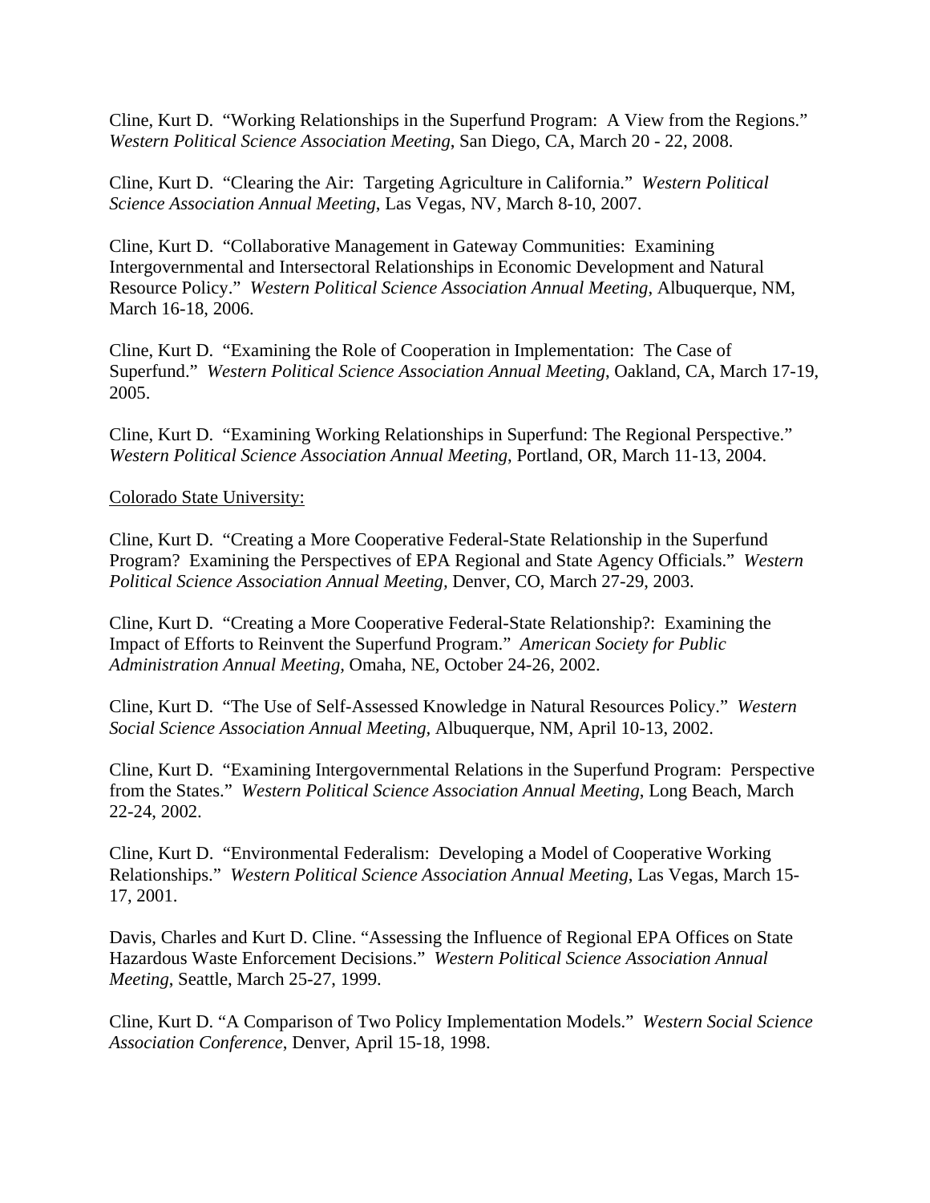Cline, Kurt D. "Working Relationships in the Superfund Program: A View from the Regions." *Western Political Science Association Meeting*, San Diego, CA, March 20 - 22, 2008.

Cline, Kurt D. "Clearing the Air: Targeting Agriculture in California." *Western Political Science Association Annual Meeting*, Las Vegas, NV, March 8-10, 2007.

Cline, Kurt D. "Collaborative Management in Gateway Communities: Examining Intergovernmental and Intersectoral Relationships in Economic Development and Natural Resource Policy." *Western Political Science Association Annual Meeting*, Albuquerque, NM, March 16-18, 2006.

Cline, Kurt D. "Examining the Role of Cooperation in Implementation: The Case of Superfund." *Western Political Science Association Annual Meeting*, Oakland, CA, March 17-19, 2005.

Cline, Kurt D. "Examining Working Relationships in Superfund: The Regional Perspective." *Western Political Science Association Annual Meeting*, Portland, OR, March 11-13, 2004.

<u>Colorado State University:</u>

Cline, Kurt D. "Creating a More Cooperative Federal-State Relationship in the Superfund Program? Examining the Perspectives of EPA Regional and State Agency Officials." *Western Political Science Association Annual Meeting,* Denver, CO, March 27-29, 2003.

Cline, Kurt D. "Creating a More Cooperative Federal-State Relationship?: Examining the Impact of Efforts to Reinvent the Superfund Program." *American Society for Public Administration Annual Meeting,* Omaha, NE, October 24-26, 2002.

Cline, Kurt D. "The Use of Self-Assessed Knowledge in Natural Resources Policy." *Western Social Science Association Annual Meeting,* Albuquerque, NM, April 10-13, 2002.

Cline, Kurt D. "Examining Intergovernmental Relations in the Superfund Program: Perspective from the States." *Western Political Science Association Annual Meeting*, Long Beach, March 22-24, 2002.

Cline, Kurt D. "Environmental Federalism: Developing a Model of Cooperative Working Relationships." *Western Political Science Association Annual Meeting*, Las Vegas, March 15-17, 2001.

Davis, Charles and Kurt D. Cline. "Assessing the Influence of Regional EPA Offices on State Hazardous Waste Enforcement Decisions." *Western Political Science Association Annual Meeting*, Seattle, March 25-27, 1999.

Cline, Kurt D. "A Comparison of Two Policy Implementation Models." *Western Social Science Association Conference*, Denver, April 15-18, 1998.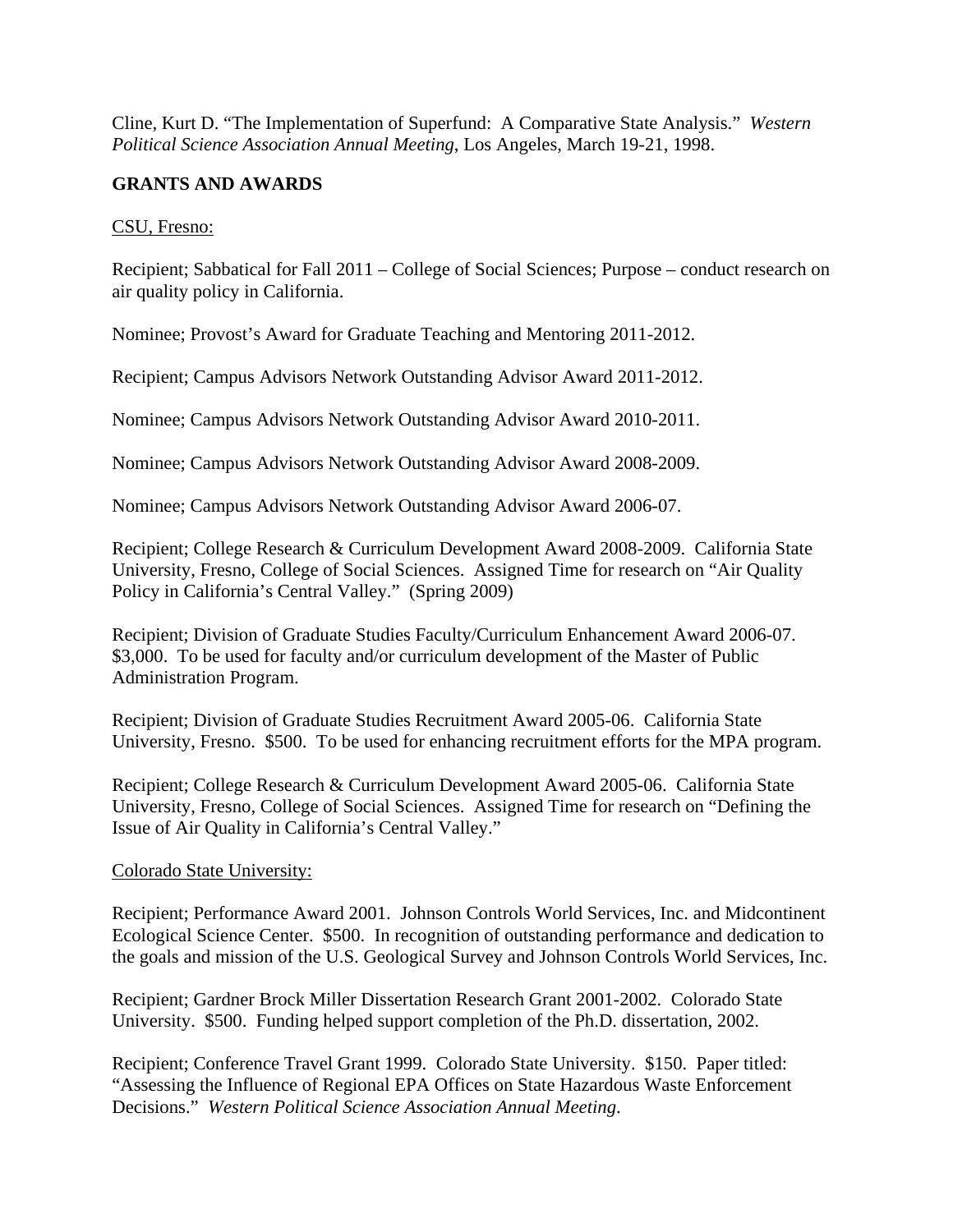Cline, Kurt D. “The Implementation of Superfund: A Comparative State Analysis.” *Western Political Science Association Annual Meeting*, Los Angeles, March 19-21, 1998.

## GRANTS AND AWARDS

<u>CSU, Fresno:</u>

Recipient; Sabbatical for Fall 2011 – College of Social Sciences; Purpose – conduct research on air quality policy in California.

Nominee; Provost’s Award for Graduate Teaching and Mentoring 2011-2012.

Recipient; Campus Advisors Network Outstanding Advisor Award 2011-2012.

Nominee; Campus Advisors Network Outstanding Advisor Award 2010-2011.

Nominee; Campus Advisors Network Outstanding Advisor Award 2008-2009.

Nominee; Campus Advisors Network Outstanding Advisor Award 2006-07.

Recipient; College Research & Curriculum Development Award 2008-2009. California State University, Fresno, College of Social Sciences. Assigned Time for research on “Air Quality Policy in California’s Central Valley.” (Spring 2009)

Recipient; Division of Graduate Studies Faculty/Curriculum Enhancement Award 2006-07. $3,000. To be used for faculty and/or curriculum development of the Master of Public Administration Program.

Recipient; Division of Graduate Studies Recruitment Award 2005-06. California State University, Fresno. $500. To be used for enhancing recruitment efforts for the MPA program.

Recipient; College Research & Curriculum Development Award 2005-06. California State University, Fresno, College of Social Sciences. Assigned Time for research on “Defining the Issue of Air Quality in California’s Central Valley.”

<u>Colorado State University:</u>

Recipient; Performance Award 2001. Johnson Controls World Services, Inc. and Midcontinent Ecological Science Center. $500. In recognition of outstanding performance and dedication to the goals and mission of the U.S. Geological Survey and Johnson Controls World Services, Inc.

Recipient; Gardner Brock Miller Dissertation Research Grant 2001-2002. Colorado State University. $500. Funding helped support completion of the Ph.D. dissertation, 2002.

Recipient; Conference Travel Grant 1999. Colorado State University. $150. Paper titled: “Assessing the Influence of Regional EPA Offices on State Hazardous Waste Enforcement Decisions.” *Western Political Science Association Annual Meeting*.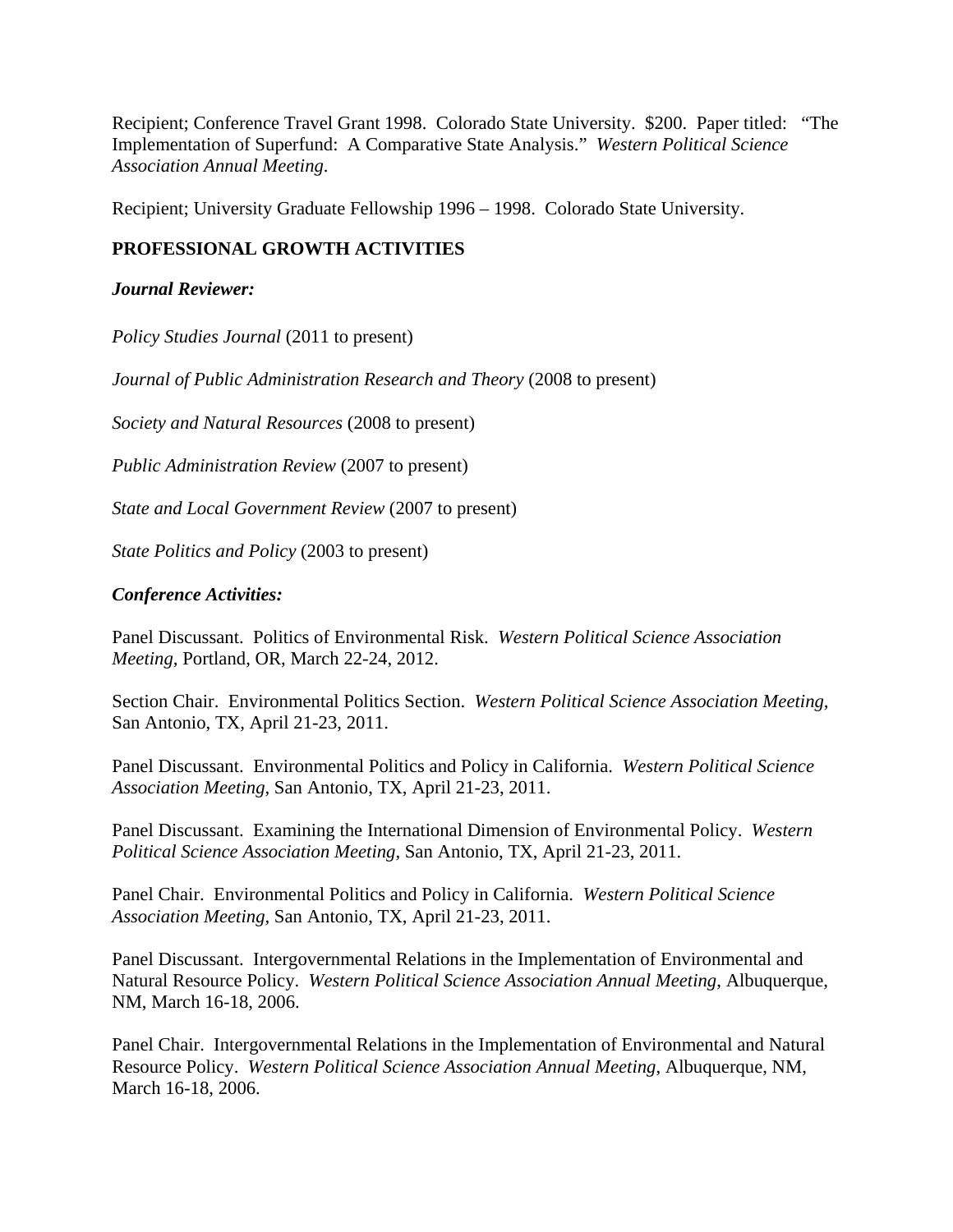Recipient; Conference Travel Grant 1998. Colorado State University. $200. Paper titled: "The Implementation of Superfund: A Comparative State Analysis." *Western Political Science Association Annual Meeting.*

Recipient; University Graduate Fellowship 1996 – 1998. Colorado State University.

**PROFESSIONAL GROWTH ACTIVITIES**

***Journal Reviewer:***

*Policy Studies Journal* (2011 to present)

*Journal of Public Administration Research and Theory* (2008 to present)

*Society and Natural Resources* (2008 to present)

*Public Administration Review* (2007 to present)

*State and Local Government Review* (2007 to present)

*State Politics and Policy* (2003 to present)

***Conference Activities:***

Panel Discussant. Politics of Environmental Risk. *Western Political Science Association Meeting,* Portland, OR, March 22-24, 2012.

Section Chair. Environmental Politics Section. *Western Political Science Association Meeting,* San Antonio, TX, April 21-23, 2011.

Panel Discussant. Environmental Politics and Policy in California. *Western Political Science Association Meeting,* San Antonio, TX, April 21-23, 2011.

Panel Discussant. Examining the International Dimension of Environmental Policy. *Western Political Science Association Meeting,* San Antonio, TX, April 21-23, 2011.

Panel Chair. Environmental Politics and Policy in California. *Western Political Science Association Meeting,* San Antonio, TX, April 21-23, 2011.

Panel Discussant. Intergovernmental Relations in the Implementation of Environmental and Natural Resource Policy. *Western Political Science Association Annual Meeting*, Albuquerque, NM, March 16-18, 2006.

Panel Chair. Intergovernmental Relations in the Implementation of Environmental and Natural Resource Policy. *Western Political Science Association Annual Meeting*, Albuquerque, NM, March 16-18, 2006.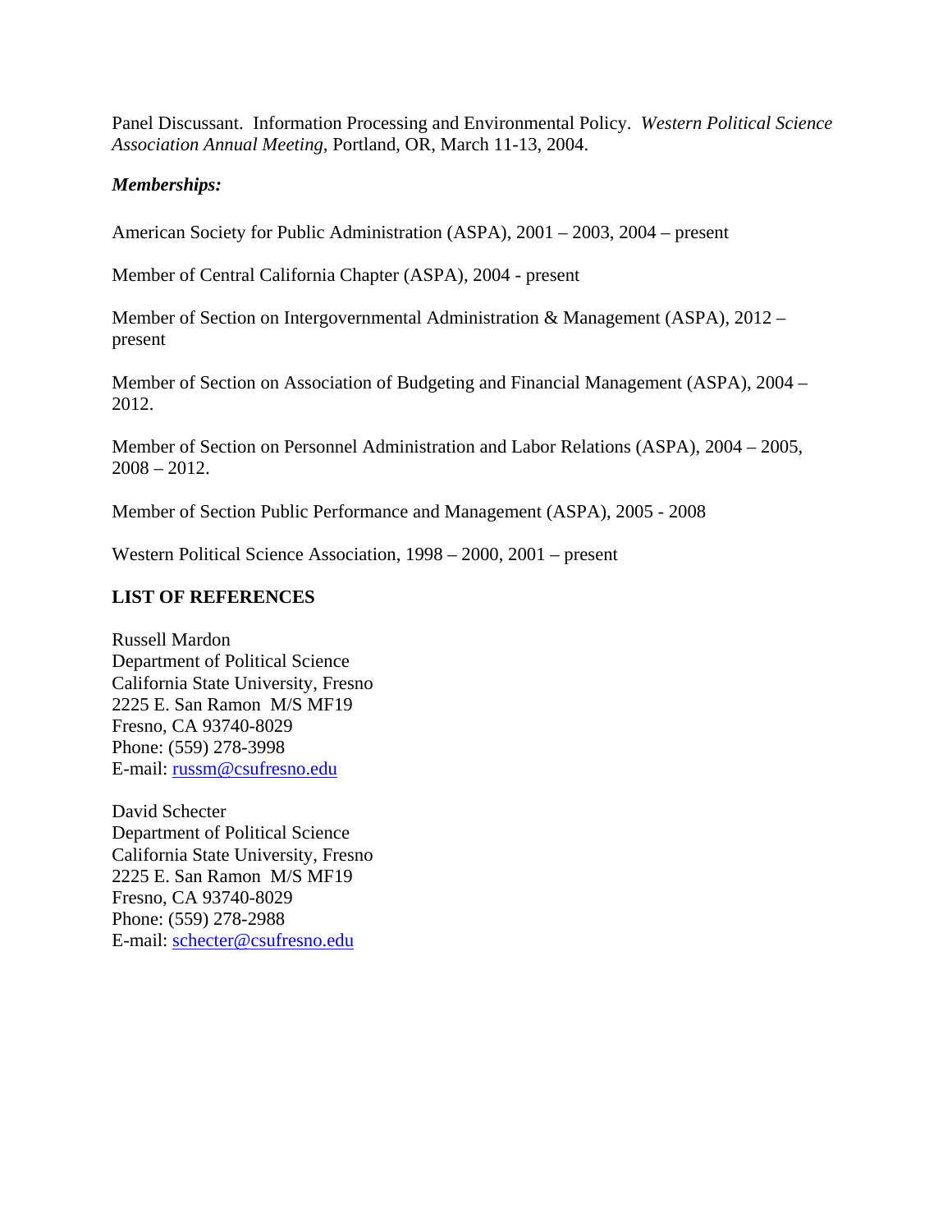Panel Discussant. Information Processing and Environmental Policy. *Western Political Science Association Annual Meeting*, Portland, OR, March 11-13, 2004.

***Memberships:***

American Society for Public Administration (ASPA), 2001 – 2003, 2004 – present

Member of Central California Chapter (ASPA), 2004 - present

Member of Section on Intergovernmental Administration & Management (ASPA), 2012 – present

Member of Section on Association of Budgeting and Financial Management (ASPA), 2004 – 2012.

Member of Section on Personnel Administration and Labor Relations (ASPA), 2004 – 2005, 2008 – 2012.

Member of Section Public Performance and Management (ASPA), 2005 - 2008

Western Political Science Association, 1998 – 2000, 2001 – present

**LIST OF REFERENCES**

Russell Mardon
Department of Political Science
California State University, Fresno
2225 E. San Ramon M/S MF19
Fresno, CA 93740-8029
Phone: (559) 278-3998
E-mail: russm@csufresno.edu

David Schecter
Department of Political Science
California State University, Fresno
2225 E. San Ramon M/S MF19
Fresno, CA 93740-8029
Phone: (559) 278-2988
E-mail: schecter@csufresno.edu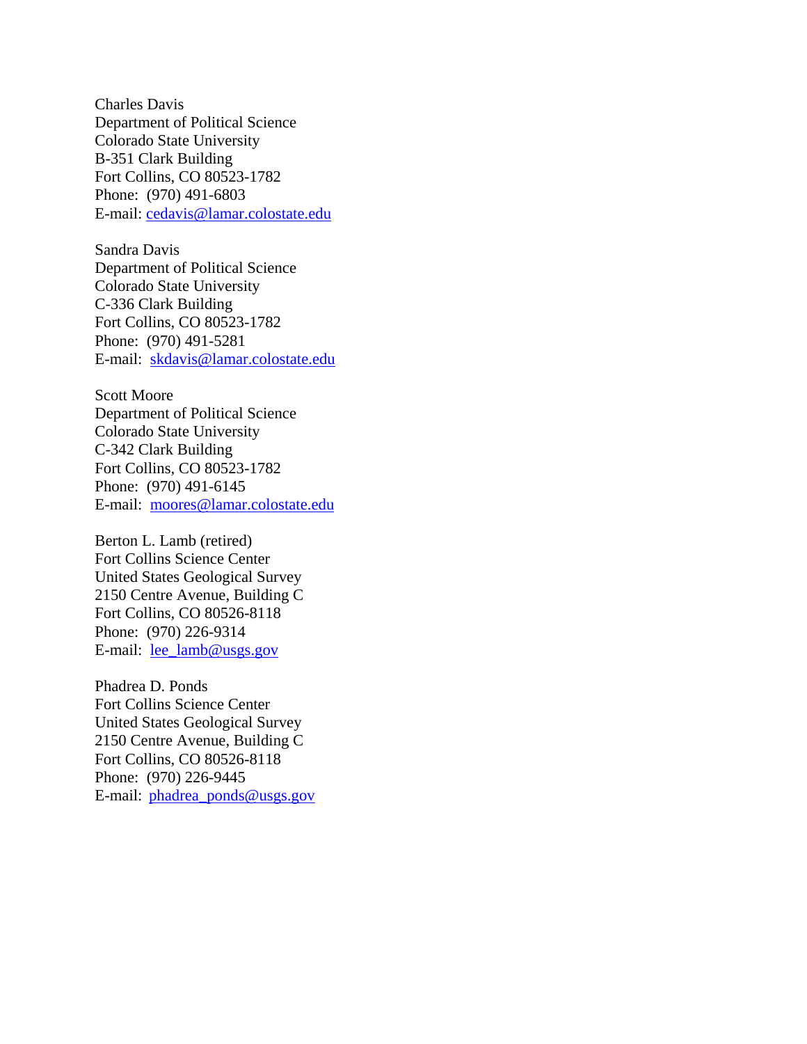Charles Davis
Department of Political Science
Colorado State University
B-351 Clark Building
Fort Collins, CO 80523-1782
Phone: (970) 491-6803
E-mail: cedavis@lamar.colostate.edu

Sandra Davis
Department of Political Science
Colorado State University
C-336 Clark Building
Fort Collins, CO 80523-1782
Phone: (970) 491-5281
E-mail: skdavis@lamar.colostate.edu

Scott Moore
Department of Political Science
Colorado State University
C-342 Clark Building
Fort Collins, CO 80523-1782
Phone: (970) 491-6145
E-mail: moores@lamar.colostate.edu

Berton L. Lamb (retired)
Fort Collins Science Center
United States Geological Survey
2150 Centre Avenue, Building C
Fort Collins, CO 80526-8118
Phone: (970) 226-9314
E-mail: lee_lamb@usgs.gov

Phadrea D. Ponds
Fort Collins Science Center
United States Geological Survey
2150 Centre Avenue, Building C
Fort Collins, CO 80526-8118
Phone: (970) 226-9445
E-mail: phadrea_ponds@usgs.gov